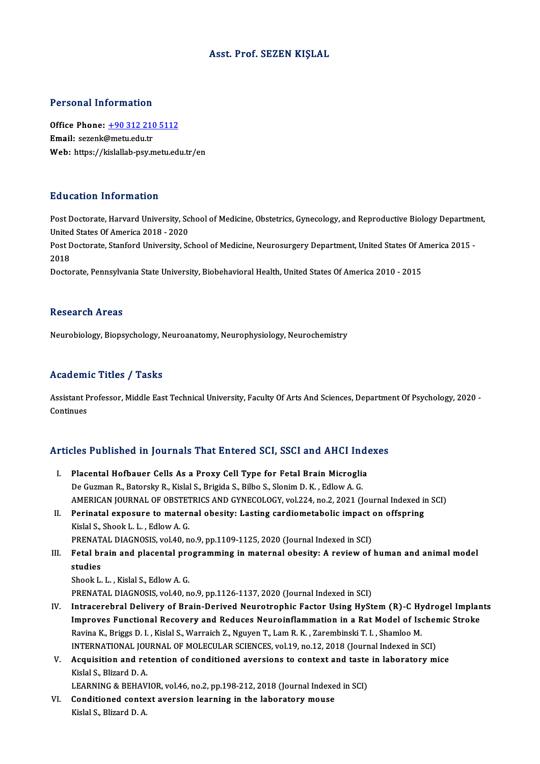# Asst. Prof. SEZEN KIŞLAL

## Personal Information

**Office Phone:** +90 312 210 5112
**Email:** sezenk@metu.edu.tr
**Web:** https://kislallab-psy.metu.edu.tr/en

## Education Information

Post Doctorate, Harvard University, School of Medicine, Obstetrics, Gynecology, and Reproductive Biology Department, United States Of America 2018 - 2020
Post Doctorate, Stanford University, School of Medicine, Neurosurgery Department, United States Of America 2015 - 2018
Doctorate, Pennsylvania State University, Biobehavioral Health, United States Of America 2010 - 2015

## Research Areas

Neurobiology, Biopsychology, Neuroanatomy, Neurophysiology, Neurochemistry

## Academic Titles / Tasks

Assistant Professor, Middle East Technical University, Faculty Of Arts And Sciences, Department Of Psychology, 2020 - Continues

## Articles Published in Journals That Entered SCI, SSCI and AHCI Indexes

I. **Placental Hofbauer Cells As a Proxy Cell Type for Fetal Brain Microglia**
De Guzman R., Batorsky R., Kislal S., Brigida S., Bilbo S., Slonim D. K. , Edlow A. G.
AMERICAN JOURNAL OF OBSTETRICS AND GYNECOLOGY, vol.224, no.2, 2021 (Journal Indexed in SCI)

II. **Perinatal exposure to maternal obesity: Lasting cardiometabolic impact on offspring**
Kislal S., Shook L. L. , Edlow A. G.
PRENATAL DIAGNOSIS, vol.40, no.9, pp.1109-1125, 2020 (Journal Indexed in SCI)

III. **Fetal brain and placental programming in maternal obesity: A review of human and animal model studies**
Shook L. L. , Kislal S., Edlow A. G.
PRENATAL DIAGNOSIS, vol.40, no.9, pp.1126-1137, 2020 (Journal Indexed in SCI)

IV. **Intracerebral Delivery of Brain-Derived Neurotrophic Factor Using HyStem (R)-C Hydrogel Implants Improves Functional Recovery and Reduces Neuroinflammation in a Rat Model of Ischemic Stroke**
Ravina K., Briggs D. I. , Kislal S., Warraich Z., Nguyen T., Lam R. K. , Zarembinski T. I. , Shamloo M.
INTERNATIONAL JOURNAL OF MOLECULAR SCIENCES, vol.19, no.12, 2018 (Journal Indexed in SCI)

V. **Acquisition and retention of conditioned aversions to context and taste in laboratory mice**
Kislal S., Blizard D. A.
LEARNING & BEHAVIOR, vol.46, no.2, pp.198-212, 2018 (Journal Indexed in SCI)

VI. **Conditioned context aversion learning in the laboratory mouse**
Kislal S., Blizard D. A.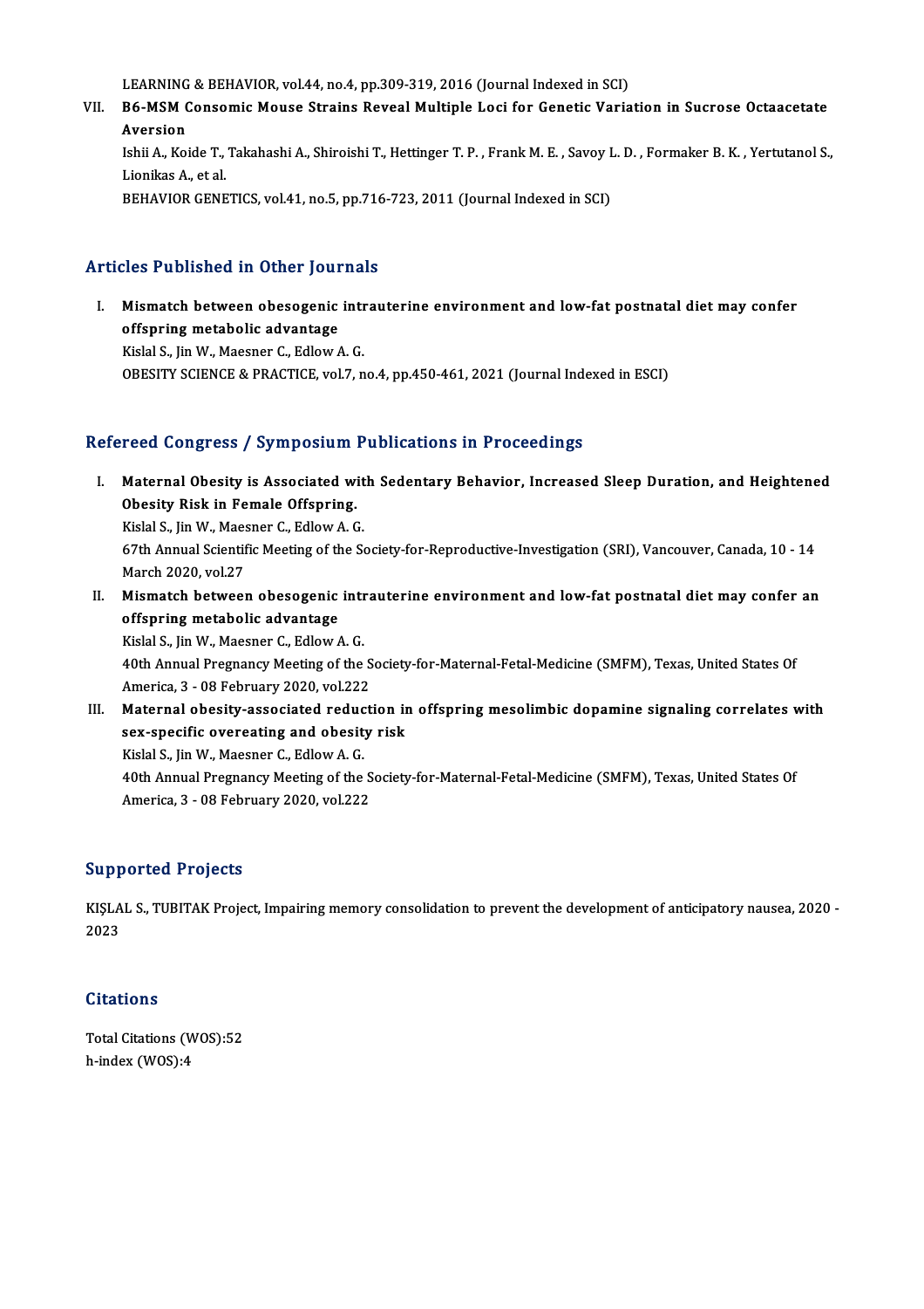LEARNING & BEHAVIOR, vol.44, no.4, pp.309-319, 2016 (Journal Indexed in SCI)

VII. **B6-MSM Consomic Mouse Strains Reveal Multiple Loci for Genetic Variation in Sucrose Octaacetate Aversion**
Ishii A., Koide T., Takahashi A., Shiroishi T., Hettinger T. P. , Frank M. E. , Savoy L. D. , Formaker B. K. , Yertutanol S., Lionikas A., et al.
BEHAVIOR GENETICS, vol.41, no.5, pp.716-723, 2011 (Journal Indexed in SCI)

## Articles Published in Other Journals

I. **Mismatch between obesogenic intrauterine environment and low-fat postnatal diet may confer offspring metabolic advantage**
Kislal S., Jin W., Maesner C., Edlow A. G.
OBESITY SCIENCE & PRACTICE, vol.7, no.4, pp.450-461, 2021 (Journal Indexed in ESCI)

## Refereed Congress / Symposium Publications in Proceedings

I. **Maternal Obesity is Associated with Sedentary Behavior, Increased Sleep Duration, and Heightened Obesity Risk in Female Offspring.**
Kislal S., Jin W., Maesner C., Edlow A. G.
67th Annual Scientific Meeting of the Society-for-Reproductive-Investigation (SRI), Vancouver, Canada, 10 - 14 March 2020, vol.27

II. **Mismatch between obesogenic intrauterine environment and low-fat postnatal diet may confer an offspring metabolic advantage**
Kislal S., Jin W., Maesner C., Edlow A. G.
40th Annual Pregnancy Meeting of the Society-for-Maternal-Fetal-Medicine (SMFM), Texas, United States Of America, 3 - 08 February 2020, vol.222

III. **Maternal obesity-associated reduction in offspring mesolimbic dopamine signaling correlates with sex-specific overeating and obesity risk**
Kislal S., Jin W., Maesner C., Edlow A. G.
40th Annual Pregnancy Meeting of the Society-for-Maternal-Fetal-Medicine (SMFM), Texas, United States Of America, 3 - 08 February 2020, vol.222

## Supported Projects

KIŞLAL S., TUBITAK Project, Impairing memory consolidation to prevent the development of anticipatory nausea, 2020 - 2023

## Citations

Total Citations (WOS):52
h-index (WOS):4